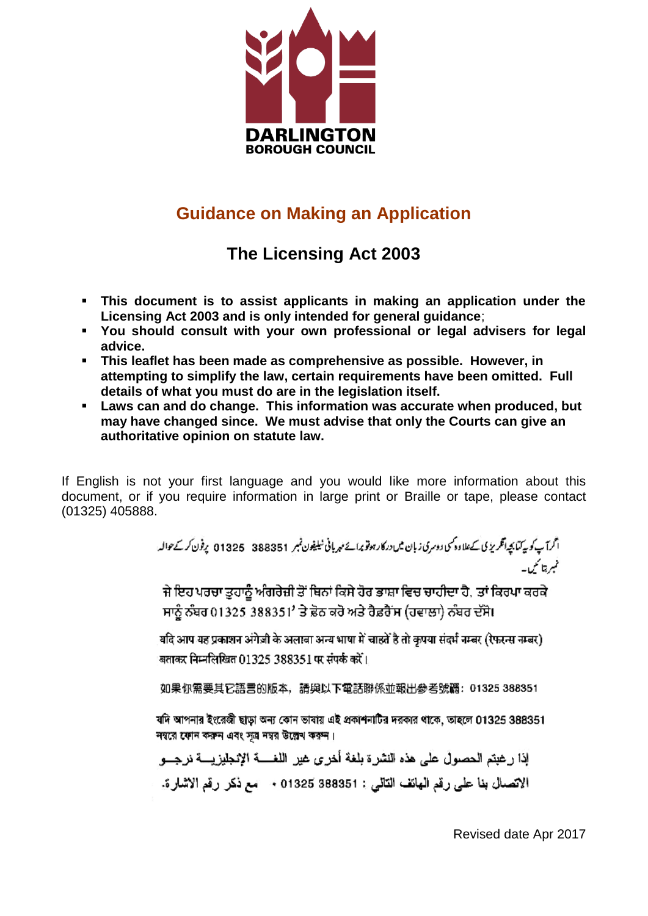DARLINGTON
BOROUGH COUNCIL

# Guidance on Making an Application

## The Licensing Act 2003

- **This document is to assist applicants in making an application under the Licensing Act 2003 and is only intended for general guidance**;
- **You should consult with your own professional or legal advisers for legal advice.**
- **This leaflet has been made as comprehensive as possible. However, in attempting to simplify the law, certain requirements have been omitted. Full details of what you must do are in the legislation itself.**
- **Laws can and do change. This information was accurate when produced, but may have changed since. We must advise that only the Courts can give an authoritative opinion on statute law.**

If English is not your first language and you would like more information about this document, or if you require information in large print or Braille or tape, please contact (01325) 405888.

اگر آپ کو یہ کتابچہ انگریزی کے علاوہ کسی دوسری زبان میں درکار ہو تو براہ مہربانی ٹیلیفون نمبر 388351 01325 پر فون کر کے حوالہ نمبر بتائیں۔

ਜੇ ਇਹ ਪਰਚਾ ਤੁਹਾਨੂੰ ਅੰਗਰੇਜ਼ੀ ਤੋਂ ਬਿਨਾਂ ਕਿਸੇ ਹੋਰ ਭਾਸ਼ਾ ਵਿਚ ਚਾਹੀਦਾ ਹੈ, ਤਾਂ ਕਿਰਪਾ ਕਰਕੇ ਸਾਨੂੰ ਨੰਬਰ 01325 388351' ਤੇ ਫ਼ੋਨ ਕਰੋ ਅਤੇ ਰੈਫ਼ਰੈਂਸ (ਹਵਾਲਾ) ਨੰਬਰ ਦੱਸੋ।

यदि आप यह प्रकाशन अंग्रेजी के अलावा अन्य भाषा में चाहते है तो कृपया संदर्भ नम्बर (रेफरन्स नम्बर) बताकर निम्नलिखित 01325 388351 पर संपर्क करें।

如果你需要其它語言的版本，請與以下電話聯係並報出參考號碼：01325 388351

যদি আপনার ইংরেজী ছাড়া অন্য কোন ভাষায় এই প্রকাশনাটির দরকার থাকে, তাহলে 01325 388351 নম্বরে ফোন করুন এবং সূত্র নম্বর উল্লেখ করুন।

إذا رغبتم الحصول على هذه النشرة بلغة أخرى غير اللغـــة الإنجليزيـــة نرجـــو الاتصال بنا على رقم الهاتف التالي : 01325 388351 ، مع ذكر رقم الاشارة.

Revised date Apr 2017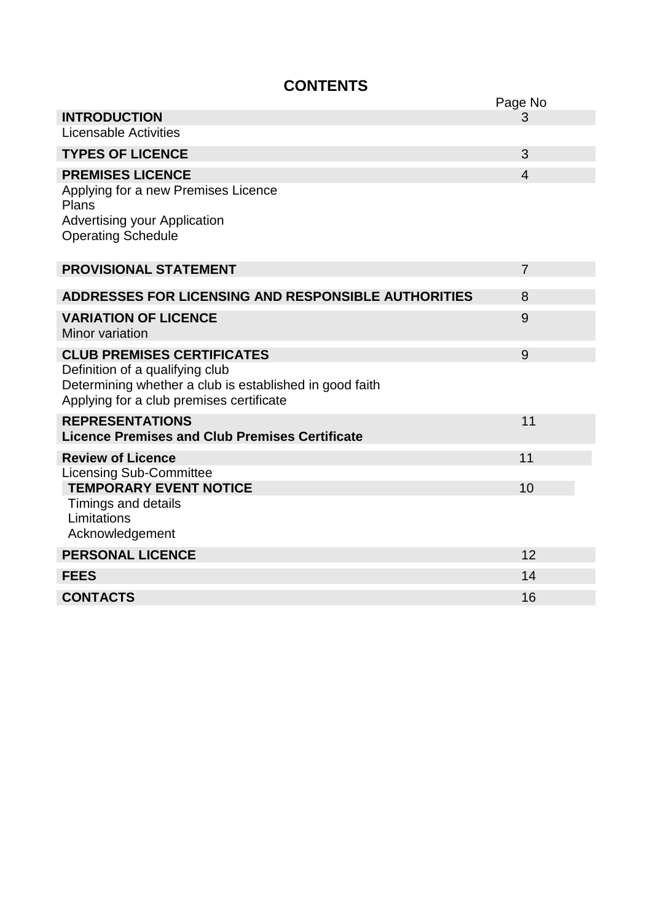# CONTENTS

| | Page No |
|---|---|
| **INTRODUCTION** | 3 |
| Licensable Activities | |
| **TYPES OF LICENCE** | 3 |
| **PREMISES LICENCE** | 4 |
| Applying for a new Premises Licence | |
| Plans | |
| Advertising your Application | |
| Operating Schedule | |
| **PROVISIONAL STATEMENT** | 7 |
| **ADDRESSES FOR LICENSING AND RESPONSIBLE AUTHORITIES** | 8 |
| **VARIATION OF LICENCE** | 9 |
| Minor variation | |
| **CLUB PREMISES CERTIFICATES** | 9 |
| Definition of a qualifying club | |
| Determining whether a club is established in good faith | |
| Applying for a club premises certificate | |
| **REPRESENTATIONS** | 11 |
| **Licence Premises and Club Premises Certificate** | |
| **Review of Licence** | 11 |
| Licensing Sub-Committee | |
| **TEMPORARY EVENT NOTICE** | 10 |
| Timings and details | |
| Limitations | |
| Acknowledgement | |
| **PERSONAL LICENCE** | 12 |
| **FEES** | 14 |
| **CONTACTS** | 16 |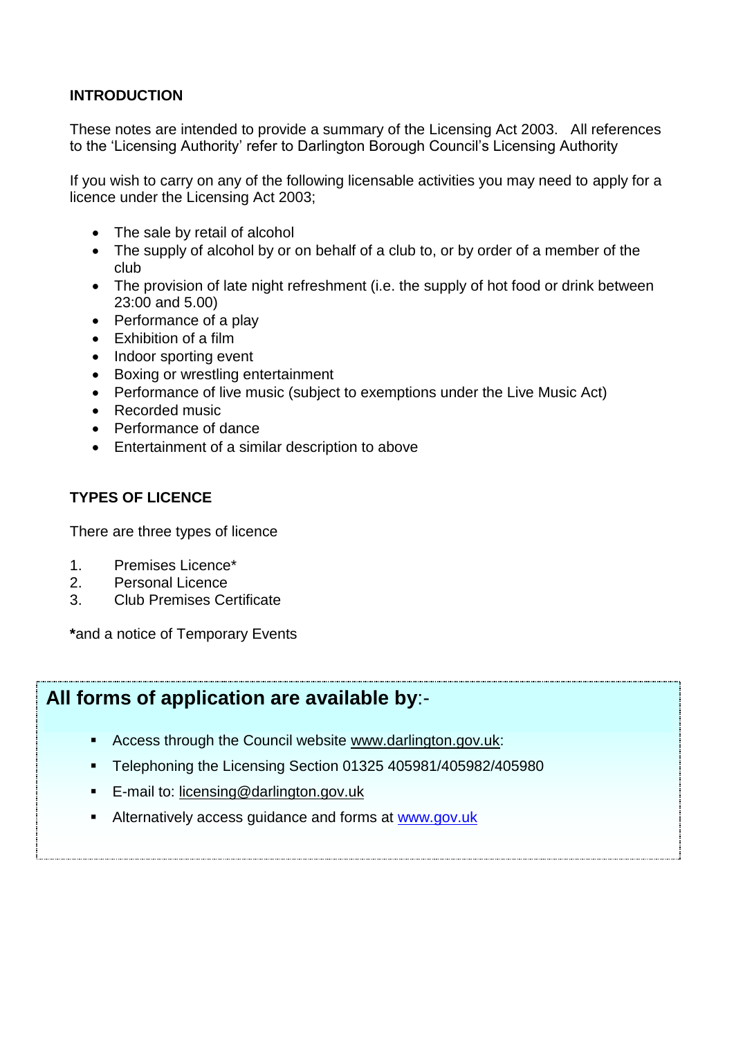## INTRODUCTION

These notes are intended to provide a summary of the Licensing Act 2003. All references to the 'Licensing Authority' refer to Darlington Borough Council's Licensing Authority

If you wish to carry on any of the following licensable activities you may need to apply for a licence under the Licensing Act 2003;

- The sale by retail of alcohol
- The supply of alcohol by or on behalf of a club to, or by order of a member of the club
- The provision of late night refreshment (i.e. the supply of hot food or drink between 23:00 and 5.00)
- Performance of a play
- Exhibition of a film
- Indoor sporting event
- Boxing or wrestling entertainment
- Performance of live music (subject to exemptions under the Live Music Act)
- Recorded music
- Performance of dance
- Entertainment of a similar description to above

## TYPES OF LICENCE

There are three types of licence

1. Premises Licence*
2. Personal Licence
3. Club Premises Certificate

**\***and a notice of Temporary Events

## All forms of application are available by:-

- Access through the Council website www.darlington.gov.uk:
- Telephoning the Licensing Section 01325 405981/405982/405980
- E-mail to: licensing@darlington.gov.uk
- Alternatively access guidance and forms at www.gov.uk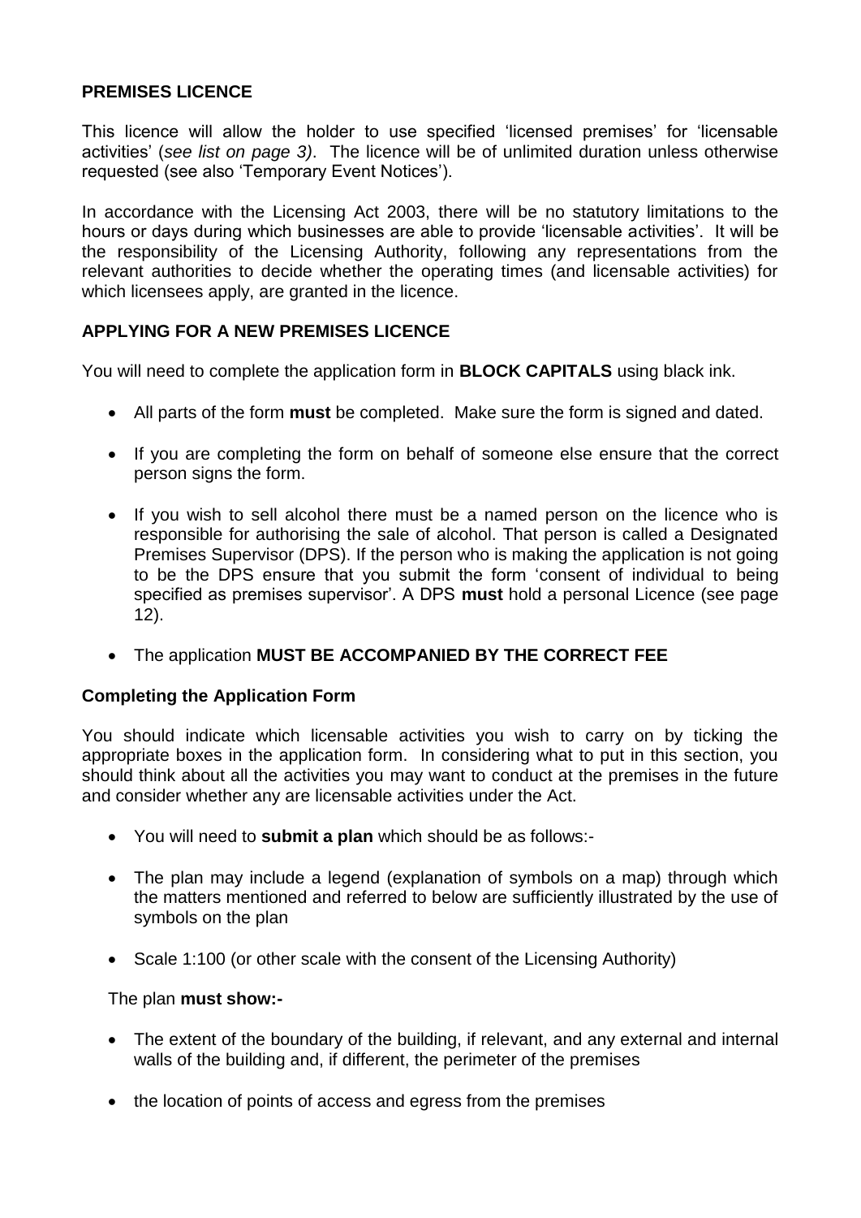## PREMISES LICENCE

This licence will allow the holder to use specified 'licensed premises' for 'licensable activities' (*see list on page 3)*. The licence will be of unlimited duration unless otherwise requested (see also 'Temporary Event Notices').

In accordance with the Licensing Act 2003, there will be no statutory limitations to the hours or days during which businesses are able to provide 'licensable activities'. It will be the responsibility of the Licensing Authority, following any representations from the relevant authorities to decide whether the operating times (and licensable activities) for which licensees apply, are granted in the licence.

## APPLYING FOR A NEW PREMISES LICENCE

You will need to complete the application form in **BLOCK CAPITALS** using black ink.

- All parts of the form **must** be completed. Make sure the form is signed and dated.
- If you are completing the form on behalf of someone else ensure that the correct person signs the form.
- If you wish to sell alcohol there must be a named person on the licence who is responsible for authorising the sale of alcohol. That person is called a Designated Premises Supervisor (DPS). If the person who is making the application is not going to be the DPS ensure that you submit the form 'consent of individual to being specified as premises supervisor'. A DPS **must** hold a personal Licence (see page 12).
- The application **MUST BE ACCOMPANIED BY THE CORRECT FEE**

### Completing the Application Form

You should indicate which licensable activities you wish to carry on by ticking the appropriate boxes in the application form. In considering what to put in this section, you should think about all the activities you may want to conduct at the premises in the future and consider whether any are licensable activities under the Act.

- You will need to **submit a plan** which should be as follows:-
- The plan may include a legend (explanation of symbols on a map) through which the matters mentioned and referred to below are sufficiently illustrated by the use of symbols on the plan
- Scale 1:100 (or other scale with the consent of the Licensing Authority)

The plan **must show:-**

- The extent of the boundary of the building, if relevant, and any external and internal walls of the building and, if different, the perimeter of the premises
- the location of points of access and egress from the premises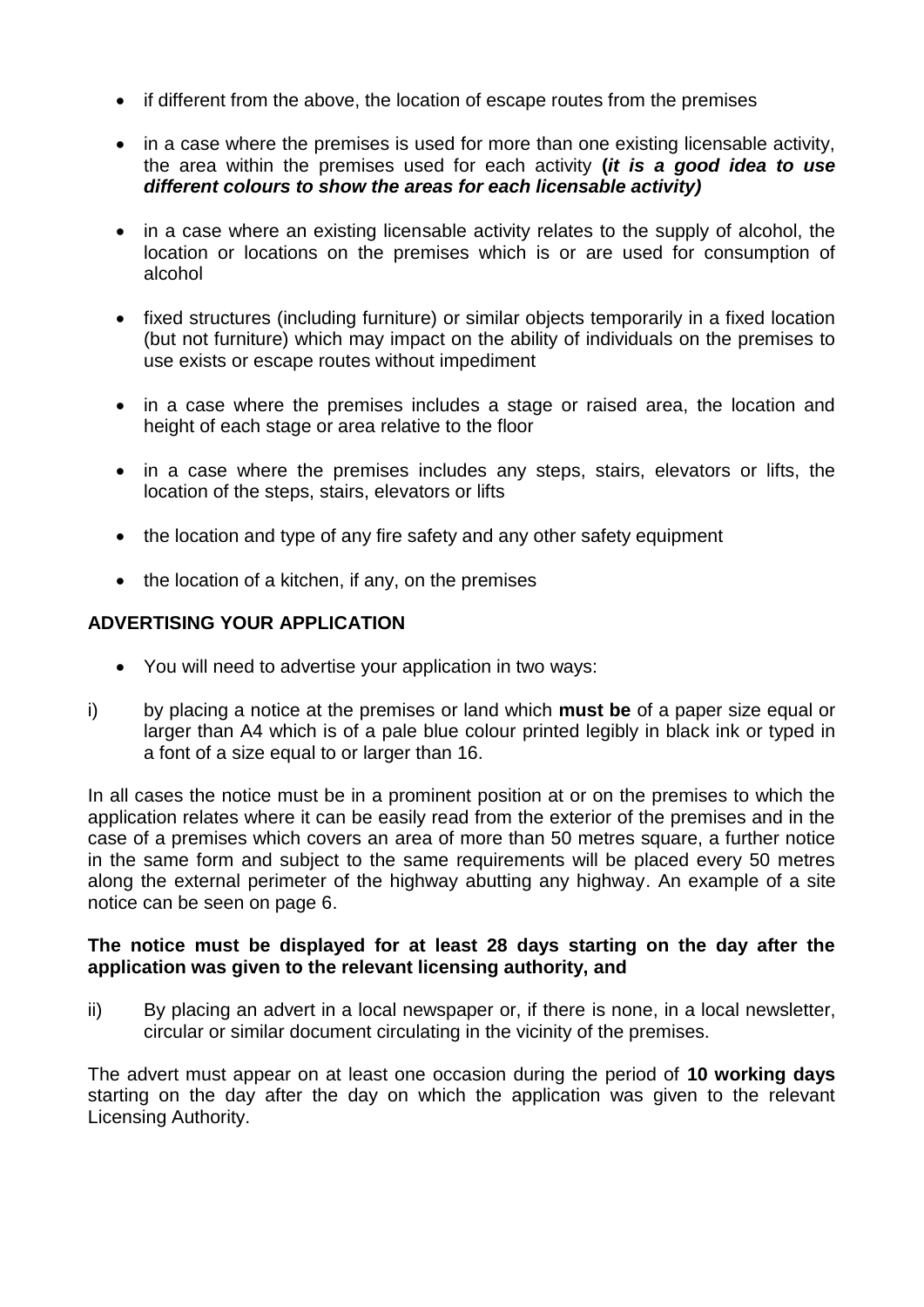- if different from the above, the location of escape routes from the premises

- in a case where the premises is used for more than one existing licensable activity, the area within the premises used for each activity **(*it is a good idea to use different colours to show the areas for each licensable activity)***

- in a case where an existing licensable activity relates to the supply of alcohol, the location or locations on the premises which is or are used for consumption of alcohol

- fixed structures (including furniture) or similar objects temporarily in a fixed location (but not furniture) which may impact on the ability of individuals on the premises to use exists or escape routes without impediment

- in a case where the premises includes a stage or raised area, the location and height of each stage or area relative to the floor

- in a case where the premises includes any steps, stairs, elevators or lifts, the location of the steps, stairs, elevators or lifts

- the location and type of any fire safety and any other safety equipment

- the location of a kitchen, if any, on the premises

## ADVERTISING YOUR APPLICATION

- You will need to advertise your application in two ways:

i) by placing a notice at the premises or land which **must be** of a paper size equal or larger than A4 which is of a pale blue colour printed legibly in black ink or typed in a font of a size equal to or larger than 16.

In all cases the notice must be in a prominent position at or on the premises to which the application relates where it can be easily read from the exterior of the premises and in the case of a premises which covers an area of more than 50 metres square, a further notice in the same form and subject to the same requirements will be placed every 50 metres along the external perimeter of the highway abutting any highway. An example of a site notice can be seen on page 6.

**The notice must be displayed for at least 28 days starting on the day after the application was given to the relevant licensing authority, and**

ii) By placing an advert in a local newspaper or, if there is none, in a local newsletter, circular or similar document circulating in the vicinity of the premises.

The advert must appear on at least one occasion during the period of **10 working days** starting on the day after the day on which the application was given to the relevant Licensing Authority.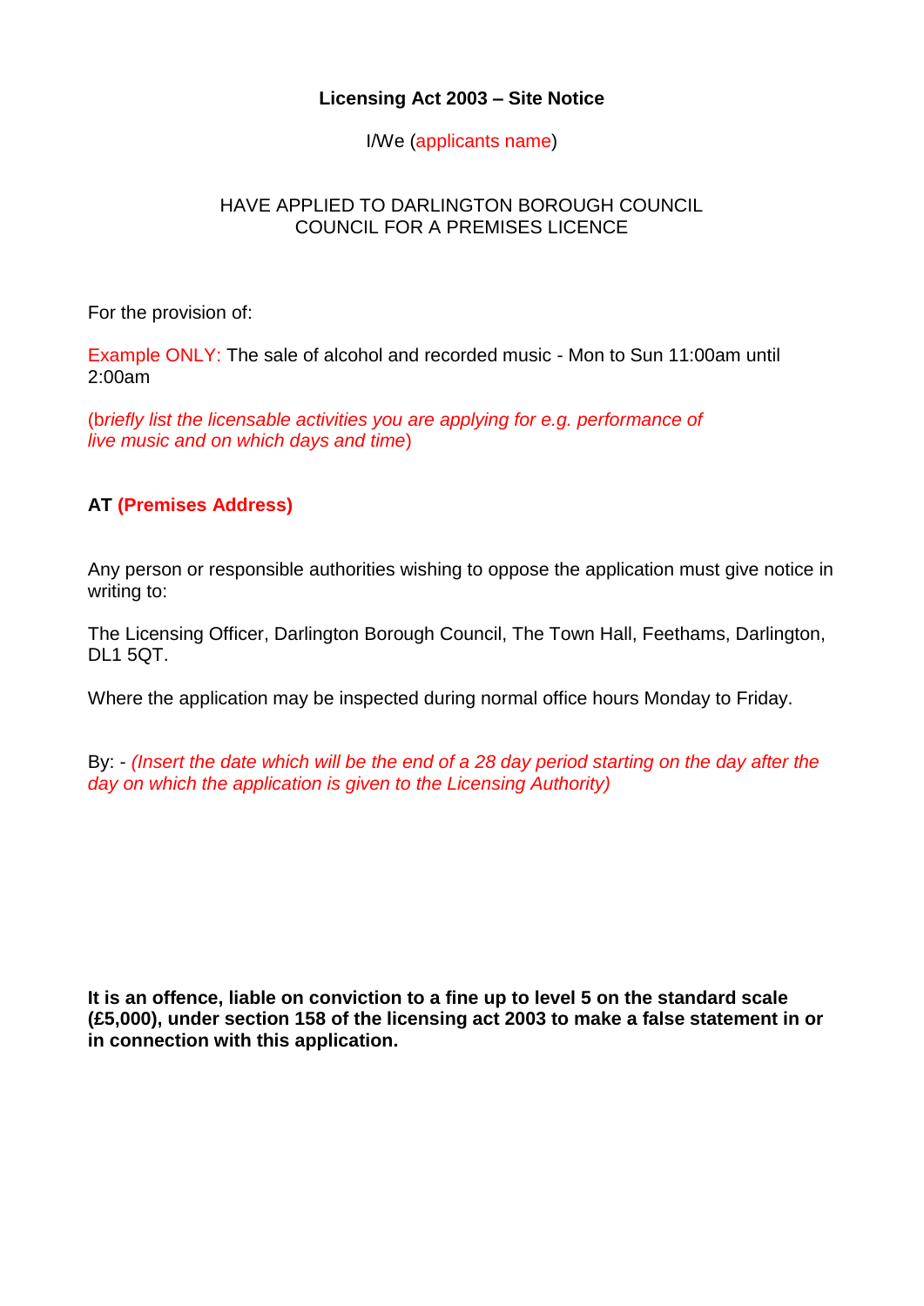**Licensing Act 2003 – Site Notice**

I/We (applicants name)

HAVE APPLIED TO DARLINGTON BOROUGH COUNCIL
COUNCIL FOR A PREMISES LICENCE

For the provision of:

Example ONLY: The sale of alcohol and recorded music - Mon to Sun 11:00am until 2:00am

(*briefly list the licensable activities you are applying for e.g. performance of live music and on which days and time*)

**AT (Premises Address)**

Any person or responsible authorities wishing to oppose the application must give notice in writing to:

The Licensing Officer, Darlington Borough Council, The Town Hall, Feethams, Darlington, DL1 5QT.

Where the application may be inspected during normal office hours Monday to Friday.

By: - *(Insert the date which will be the end of a 28 day period starting on the day after the day on which the application is given to the Licensing Authority)*

**It is an offence, liable on conviction to a fine up to level 5 on the standard scale (£5,000), under section 158 of the licensing act 2003 to make a false statement in or in connection with this application.**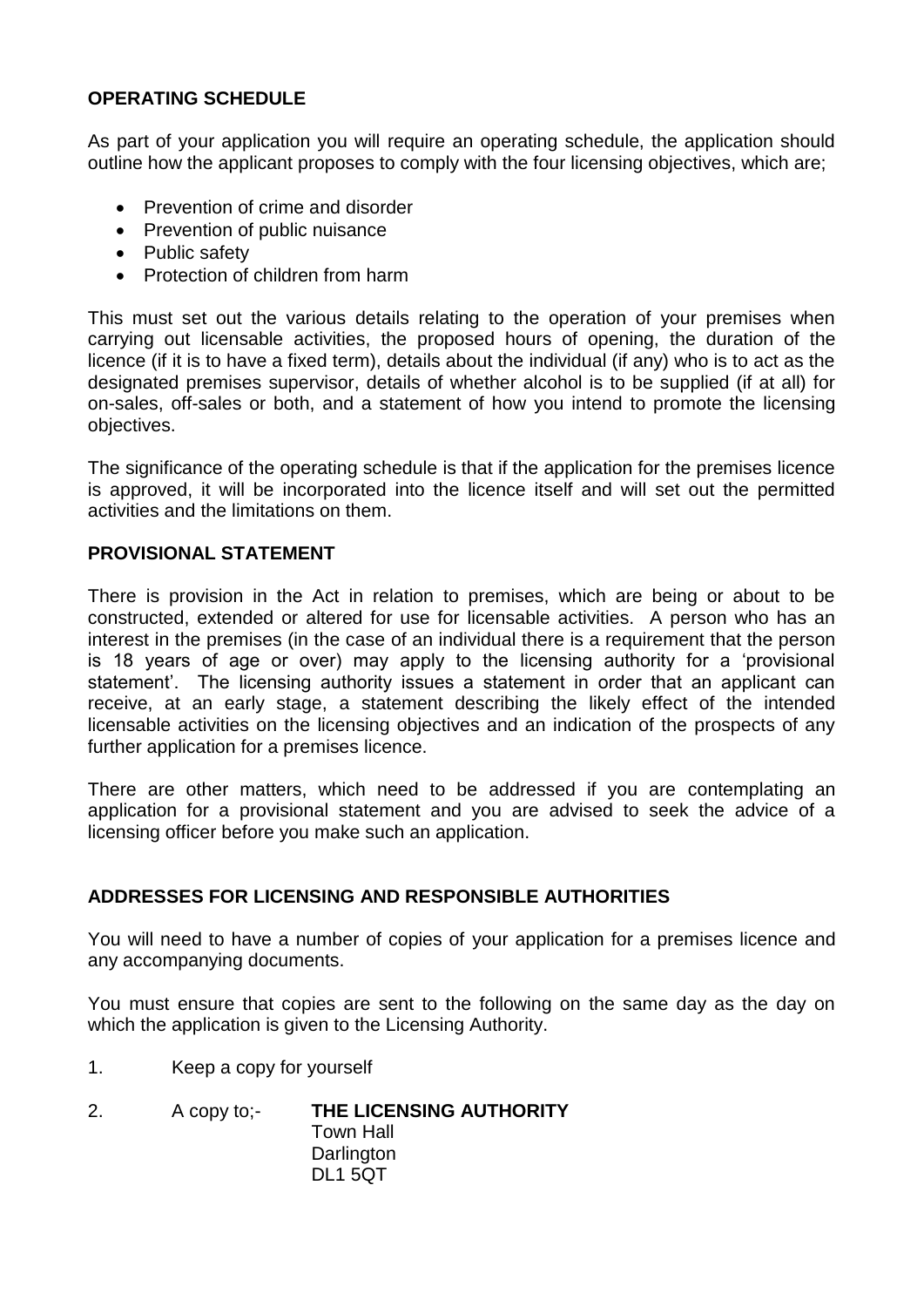## OPERATING SCHEDULE

As part of your application you will require an operating schedule, the application should outline how the applicant proposes to comply with the four licensing objectives, which are;

- Prevention of crime and disorder
- Prevention of public nuisance
- Public safety
- Protection of children from harm

This must set out the various details relating to the operation of your premises when carrying out licensable activities, the proposed hours of opening, the duration of the licence (if it is to have a fixed term), details about the individual (if any) who is to act as the designated premises supervisor, details of whether alcohol is to be supplied (if at all) for on-sales, off-sales or both, and a statement of how you intend to promote the licensing objectives.

The significance of the operating schedule is that if the application for the premises licence is approved, it will be incorporated into the licence itself and will set out the permitted activities and the limitations on them.

## PROVISIONAL STATEMENT

There is provision in the Act in relation to premises, which are being or about to be constructed, extended or altered for use for licensable activities. A person who has an interest in the premises (in the case of an individual there is a requirement that the person is 18 years of age or over) may apply to the licensing authority for a 'provisional statement'. The licensing authority issues a statement in order that an applicant can receive, at an early stage, a statement describing the likely effect of the intended licensable activities on the licensing objectives and an indication of the prospects of any further application for a premises licence.

There are other matters, which need to be addressed if you are contemplating an application for a provisional statement and you are advised to seek the advice of a licensing officer before you make such an application.

## ADDRESSES FOR LICENSING AND RESPONSIBLE AUTHORITIES

You will need to have a number of copies of your application for a premises licence and any accompanying documents.

You must ensure that copies are sent to the following on the same day as the day on which the application is given to the Licensing Authority.

1. Keep a copy for yourself

2. A copy to;- **THE LICENSING AUTHORITY**
   Town Hall
   Darlington
   DL1 5QT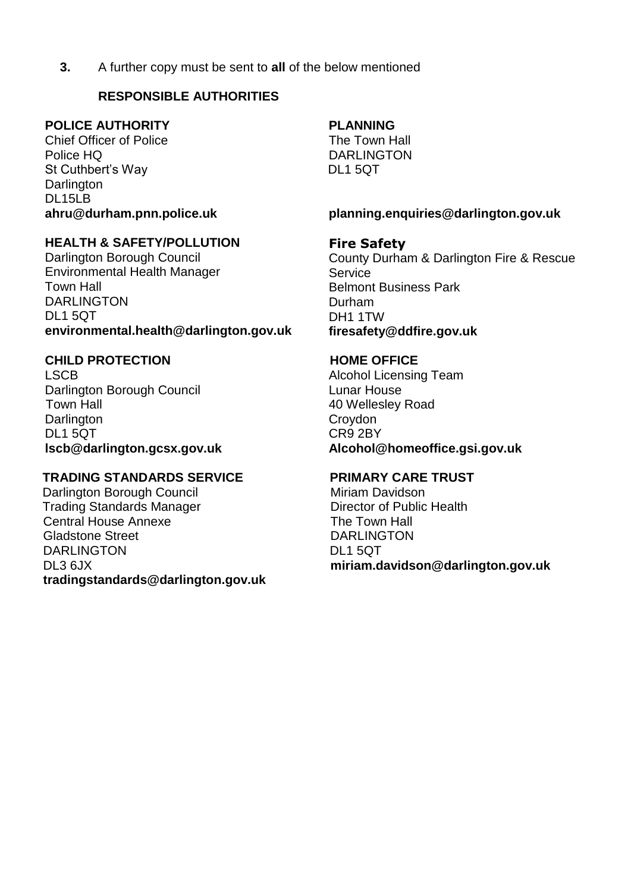**3.** A further copy must be sent to **all** of the below mentioned

**RESPONSIBLE AUTHORITIES**

**POLICE AUTHORITY**
Chief Officer of Police
Police HQ
St Cuthbert's Way
Darlington
DL15LB
**ahru@durham.pnn.police.uk**

**PLANNING**
The Town Hall
DARLINGTON
DL1 5QT
**planning.enquiries@darlington.gov.uk**

**HEALTH & SAFETY/POLLUTION**
Darlington Borough Council
Environmental Health Manager
Town Hall
DARLINGTON
DL1 5QT
**environmental.health@darlington.gov.uk**

**Fire Safety**
County Durham & Darlington Fire & Rescue Service
Belmont Business Park
Durham
DH1 1TW
**firesafety@ddfire.gov.uk**

**CHILD PROTECTION**
LSCB
Darlington Borough Council
Town Hall
Darlington
DL1 5QT
**lscb@darlington.gcsx.gov.uk**

**HOME OFFICE**
Alcohol Licensing Team
Lunar House
40 Wellesley Road
Croydon
CR9 2BY
**Alcohol@homeoffice.gsi.gov.uk**

**TRADING STANDARDS SERVICE**
Darlington Borough Council
Trading Standards Manager
Central House Annexe
Gladstone Street
DARLINGTON
DL3 6JX
**tradingstandards@darlington.gov.uk**

**PRIMARY CARE TRUST**
Miriam Davidson
Director of Public Health
The Town Hall
DARLINGTON
DL1 5QT
**miriam.davidson@darlington.gov.uk**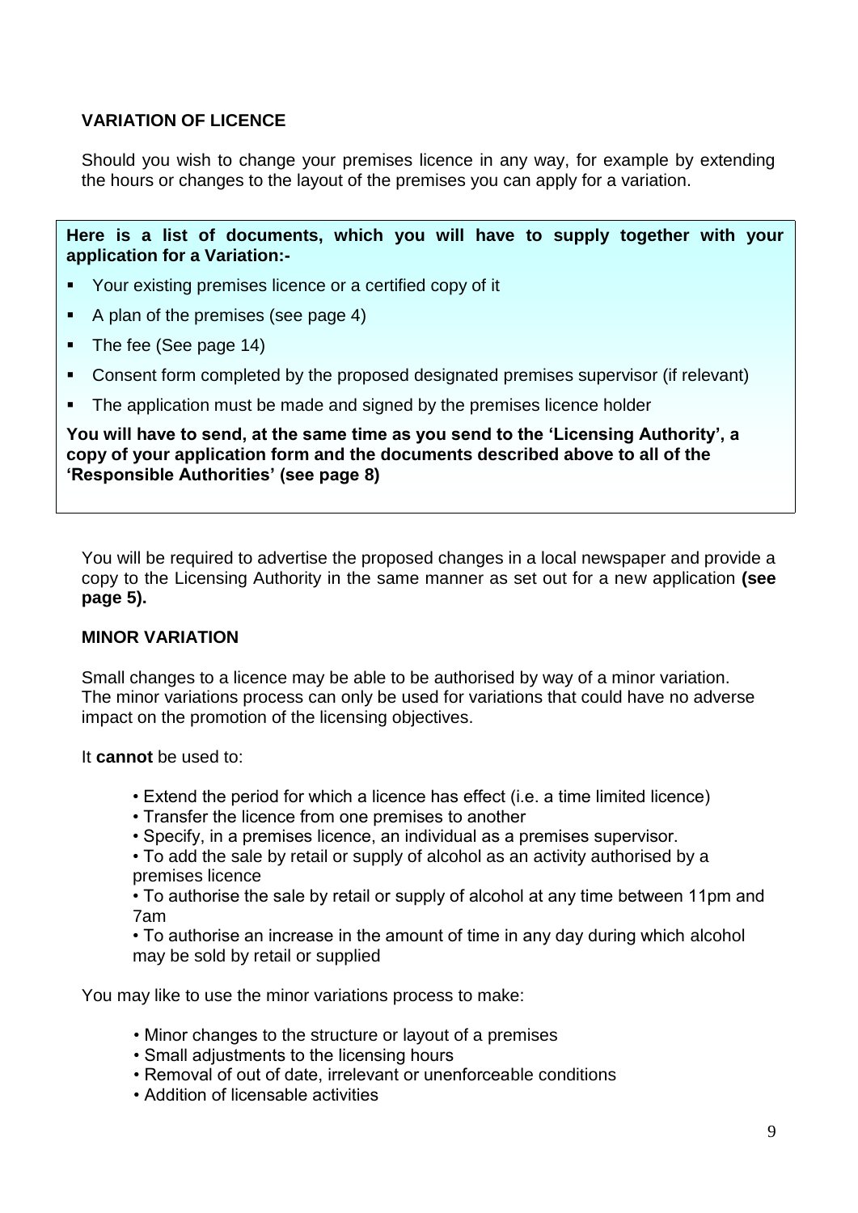## VARIATION OF LICENCE

Should you wish to change your premises licence in any way, for example by extending the hours or changes to the layout of the premises you can apply for a variation.

**Here is a list of documents, which you will have to supply together with your application for a Variation:-**

- Your existing premises licence or a certified copy of it
- A plan of the premises (see page 4)
- The fee (See page 14)
- Consent form completed by the proposed designated premises supervisor (if relevant)
- The application must be made and signed by the premises licence holder

**You will have to send, at the same time as you send to the 'Licensing Authority', a copy of your application form and the documents described above to all of the 'Responsible Authorities' (see page 8)**

You will be required to advertise the proposed changes in a local newspaper and provide a copy to the Licensing Authority in the same manner as set out for a new application **(see page 5).**

## MINOR VARIATION

Small changes to a licence may be able to be authorised by way of a minor variation. The minor variations process can only be used for variations that could have no adverse impact on the promotion of the licensing objectives.

It **cannot** be used to:

- Extend the period for which a licence has effect (i.e. a time limited licence)
- Transfer the licence from one premises to another
- Specify, in a premises licence, an individual as a premises supervisor.
- To add the sale by retail or supply of alcohol as an activity authorised by a premises licence
- To authorise the sale by retail or supply of alcohol at any time between 11pm and 7am
- To authorise an increase in the amount of time in any day during which alcohol may be sold by retail or supplied

You may like to use the minor variations process to make:

- Minor changes to the structure or layout of a premises
- Small adjustments to the licensing hours
- Removal of out of date, irrelevant or unenforceable conditions
- Addition of licensable activities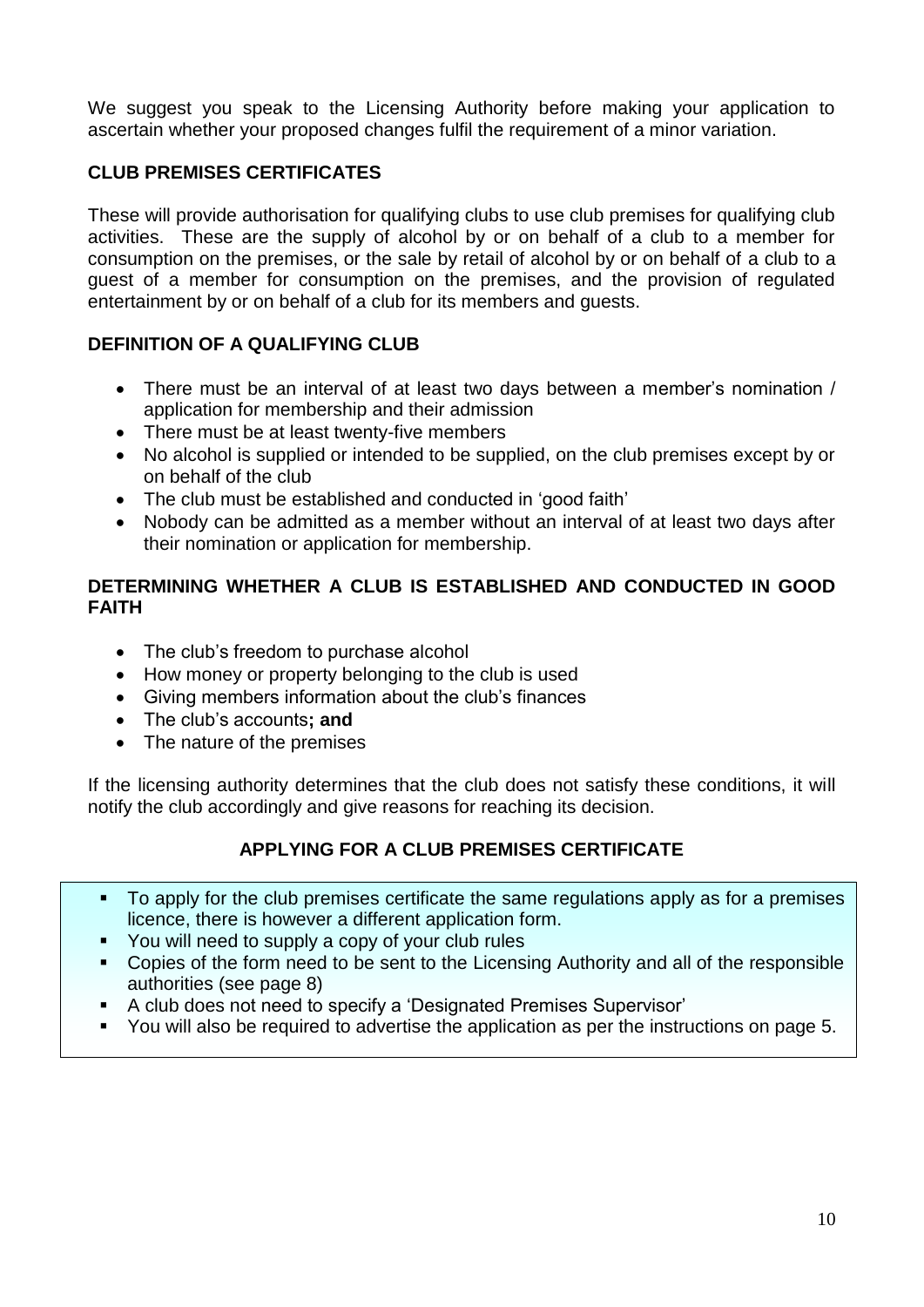We suggest you speak to the Licensing Authority before making your application to ascertain whether your proposed changes fulfil the requirement of a minor variation.

## CLUB PREMISES CERTIFICATES

These will provide authorisation for qualifying clubs to use club premises for qualifying club activities. These are the supply of alcohol by or on behalf of a club to a member for consumption on the premises, or the sale by retail of alcohol by or on behalf of a club to a guest of a member for consumption on the premises, and the provision of regulated entertainment by or on behalf of a club for its members and guests.

## DEFINITION OF A QUALIFYING CLUB

- There must be an interval of at least two days between a member's nomination / application for membership and their admission
- There must be at least twenty-five members
- No alcohol is supplied or intended to be supplied, on the club premises except by or on behalf of the club
- The club must be established and conducted in 'good faith'
- Nobody can be admitted as a member without an interval of at least two days after their nomination or application for membership.

## DETERMINING WHETHER A CLUB IS ESTABLISHED AND CONDUCTED IN GOOD FAITH

- The club's freedom to purchase alcohol
- How money or property belonging to the club is used
- Giving members information about the club's finances
- The club's accounts**; and**
- The nature of the premises

If the licensing authority determines that the club does not satisfy these conditions, it will notify the club accordingly and give reasons for reaching its decision.

## APPLYING FOR A CLUB PREMISES CERTIFICATE

- To apply for the club premises certificate the same regulations apply as for a premises licence, there is however a different application form.
- You will need to supply a copy of your club rules
- Copies of the form need to be sent to the Licensing Authority and all of the responsible authorities (see page 8)
- A club does not need to specify a 'Designated Premises Supervisor'
- You will also be required to advertise the application as per the instructions on page 5.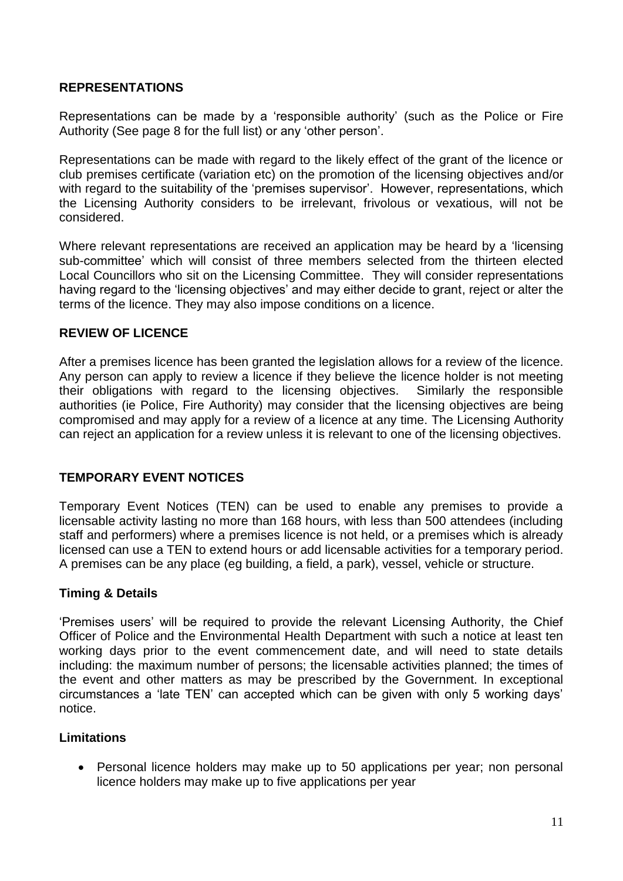## REPRESENTATIONS

Representations can be made by a 'responsible authority' (such as the Police or Fire Authority (See page 8 for the full list) or any 'other person'.

Representations can be made with regard to the likely effect of the grant of the licence or club premises certificate (variation etc) on the promotion of the licensing objectives and/or with regard to the suitability of the 'premises supervisor'. However, representations, which the Licensing Authority considers to be irrelevant, frivolous or vexatious, will not be considered.

Where relevant representations are received an application may be heard by a 'licensing sub-committee' which will consist of three members selected from the thirteen elected Local Councillors who sit on the Licensing Committee. They will consider representations having regard to the 'licensing objectives' and may either decide to grant, reject or alter the terms of the licence. They may also impose conditions on a licence.

## REVIEW OF LICENCE

After a premises licence has been granted the legislation allows for a review of the licence. Any person can apply to review a licence if they believe the licence holder is not meeting their obligations with regard to the licensing objectives. Similarly the responsible authorities (ie Police, Fire Authority) may consider that the licensing objectives are being compromised and may apply for a review of a licence at any time. The Licensing Authority can reject an application for a review unless it is relevant to one of the licensing objectives.

## TEMPORARY EVENT NOTICES

Temporary Event Notices (TEN) can be used to enable any premises to provide a licensable activity lasting no more than 168 hours, with less than 500 attendees (including staff and performers) where a premises licence is not held, or a premises which is already licensed can use a TEN to extend hours or add licensable activities for a temporary period. A premises can be any place (eg building, a field, a park), vessel, vehicle or structure.

### Timing & Details

'Premises users' will be required to provide the relevant Licensing Authority, the Chief Officer of Police and the Environmental Health Department with such a notice at least ten working days prior to the event commencement date, and will need to state details including: the maximum number of persons; the licensable activities planned; the times of the event and other matters as may be prescribed by the Government. In exceptional circumstances a 'late TEN' can accepted which can be given with only 5 working days' notice.

### Limitations

- Personal licence holders may make up to 50 applications per year; non personal licence holders may make up to five applications per year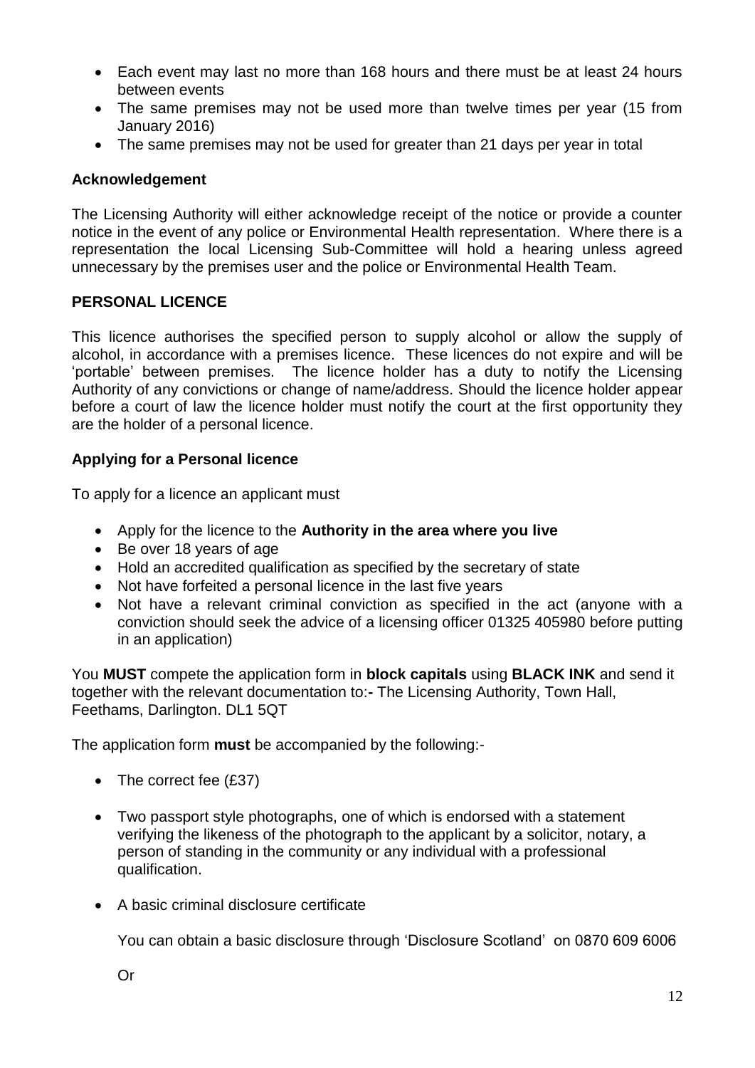- Each event may last no more than 168 hours and there must be at least 24 hours between events
- The same premises may not be used more than twelve times per year (15 from January 2016)
- The same premises may not be used for greater than 21 days per year in total

**Acknowledgement**

The Licensing Authority will either acknowledge receipt of the notice or provide a counter notice in the event of any police or Environmental Health representation. Where there is a representation the local Licensing Sub-Committee will hold a hearing unless agreed unnecessary by the premises user and the police or Environmental Health Team.

**PERSONAL LICENCE**

This licence authorises the specified person to supply alcohol or allow the supply of alcohol, in accordance with a premises licence. These licences do not expire and will be 'portable' between premises. The licence holder has a duty to notify the Licensing Authority of any convictions or change of name/address. Should the licence holder appear before a court of law the licence holder must notify the court at the first opportunity they are the holder of a personal licence.

**Applying for a Personal licence**

To apply for a licence an applicant must

- Apply for the licence to the **Authority in the area where you live**
- Be over 18 years of age
- Hold an accredited qualification as specified by the secretary of state
- Not have forfeited a personal licence in the last five years
- Not have a relevant criminal conviction as specified in the act (anyone with a conviction should seek the advice of a licensing officer 01325 405980 before putting in an application)

You **MUST** compete the application form in **block capitals** using **BLACK INK** and send it together with the relevant documentation to:**-** The Licensing Authority, Town Hall, Feethams, Darlington. DL1 5QT

The application form **must** be accompanied by the following:-

- The correct fee (£37)
- Two passport style photographs, one of which is endorsed with a statement verifying the likeness of the photograph to the applicant by a solicitor, notary, a person of standing in the community or any individual with a professional qualification.
- A basic criminal disclosure certificate

  You can obtain a basic disclosure through 'Disclosure Scotland' on 0870 609 6006

  Or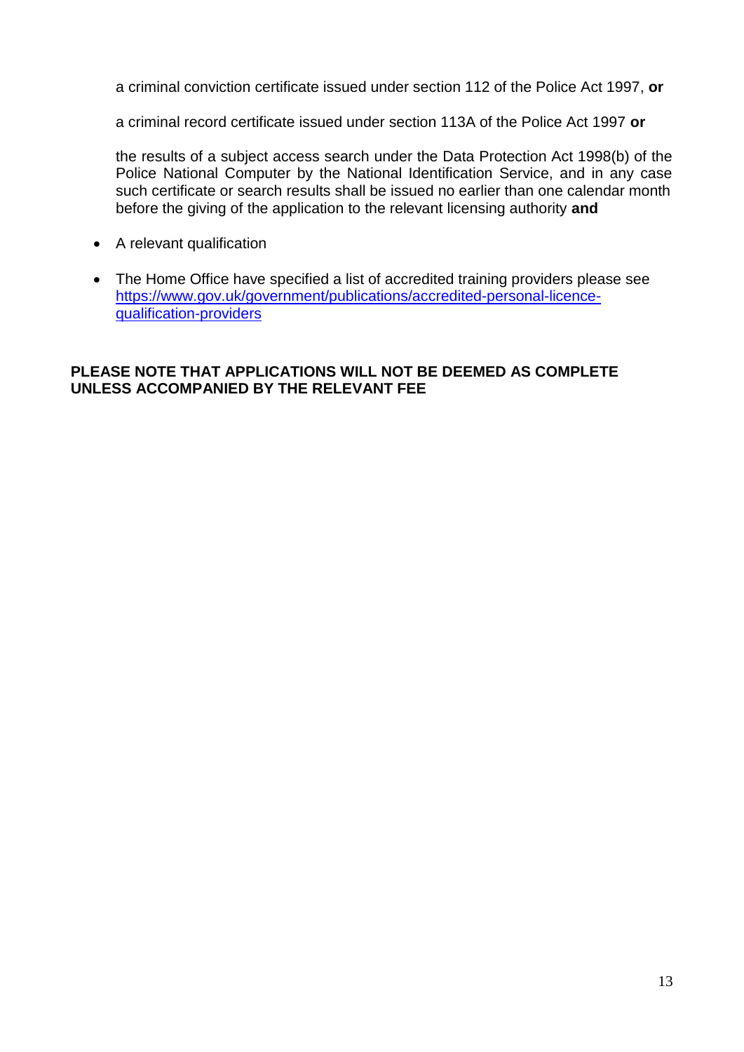a criminal conviction certificate issued under section 112 of the Police Act 1997, **or**

a criminal record certificate issued under section 113A of the Police Act 1997 **or**

the results of a subject access search under the Data Protection Act 1998(b) of the Police National Computer by the National Identification Service, and in any case such certificate or search results shall be issued no earlier than one calendar month before the giving of the application to the relevant licensing authority **and**

- A relevant qualification
- The Home Office have specified a list of accredited training providers please see [https://www.gov.uk/government/publications/accredited-personal-licence-qualification-providers](https://www.gov.uk/government/publications/accredited-personal-licence-qualification-providers)

**PLEASE NOTE THAT APPLICATIONS WILL NOT BE DEEMED AS COMPLETE UNLESS ACCOMPANIED BY THE RELEVANT FEE**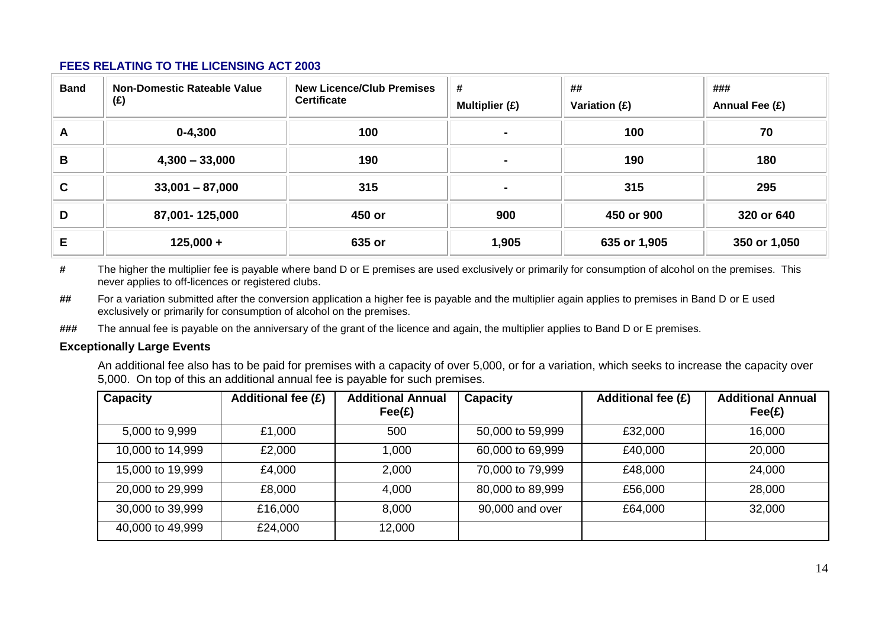## FEES RELATING TO THE LICENSING ACT 2003

| Band | Non-Domestic Rateable Value (£) | New Licence/Club Premises Certificate | # Multiplier (£) | ## Variation (£) | ### Annual Fee (£) |
|---|---|---|---|---|---|
| A | 0-4,300 | 100 | - | 100 | 70 |
| B | 4,300 – 33,000 | 190 | - | 190 | 180 |
| C | 33,001 – 87,000 | 315 | - | 315 | 295 |
| D | 87,001- 125,000 | 450 or | 900 | 450 or 900 | 320 or 640 |
| E | 125,000 + | 635 or | 1,905 | 635 or 1,905 | 350 or 1,050 |

\# The higher the multiplier fee is payable where band D or E premises are used exclusively or primarily for consumption of alcohol on the premises. This never applies to off-licences or registered clubs.

\## For a variation submitted after the conversion application a higher fee is payable and the multiplier again applies to premises in Band D or E used exclusively or primarily for consumption of alcohol on the premises.

\### The annual fee is payable on the anniversary of the grant of the licence and again, the multiplier applies to Band D or E premises.

**Exceptionally Large Events**

An additional fee also has to be paid for premises with a capacity of over 5,000, or for a variation, which seeks to increase the capacity over 5,000. On top of this an additional annual fee is payable for such premises.

| Capacity | Additional fee (£) | Additional Annual Fee(£) | Capacity | Additional fee (£) | Additional Annual Fee(£) |
|---|---|---|---|---|---|
| 5,000 to 9,999 | £1,000 | 500 | 50,000 to 59,999 | £32,000 | 16,000 |
| 10,000 to 14,999 | £2,000 | 1,000 | 60,000 to 69,999 | £40,000 | 20,000 |
| 15,000 to 19,999 | £4,000 | 2,000 | 70,000 to 79,999 | £48,000 | 24,000 |
| 20,000 to 29,999 | £8,000 | 4,000 | 80,000 to 89,999 | £56,000 | 28,000 |
| 30,000 to 39,999 | £16,000 | 8,000 | 90,000 and over | £64,000 | 32,000 |
| 40,000 to 49,999 | £24,000 | 12,000 | | | |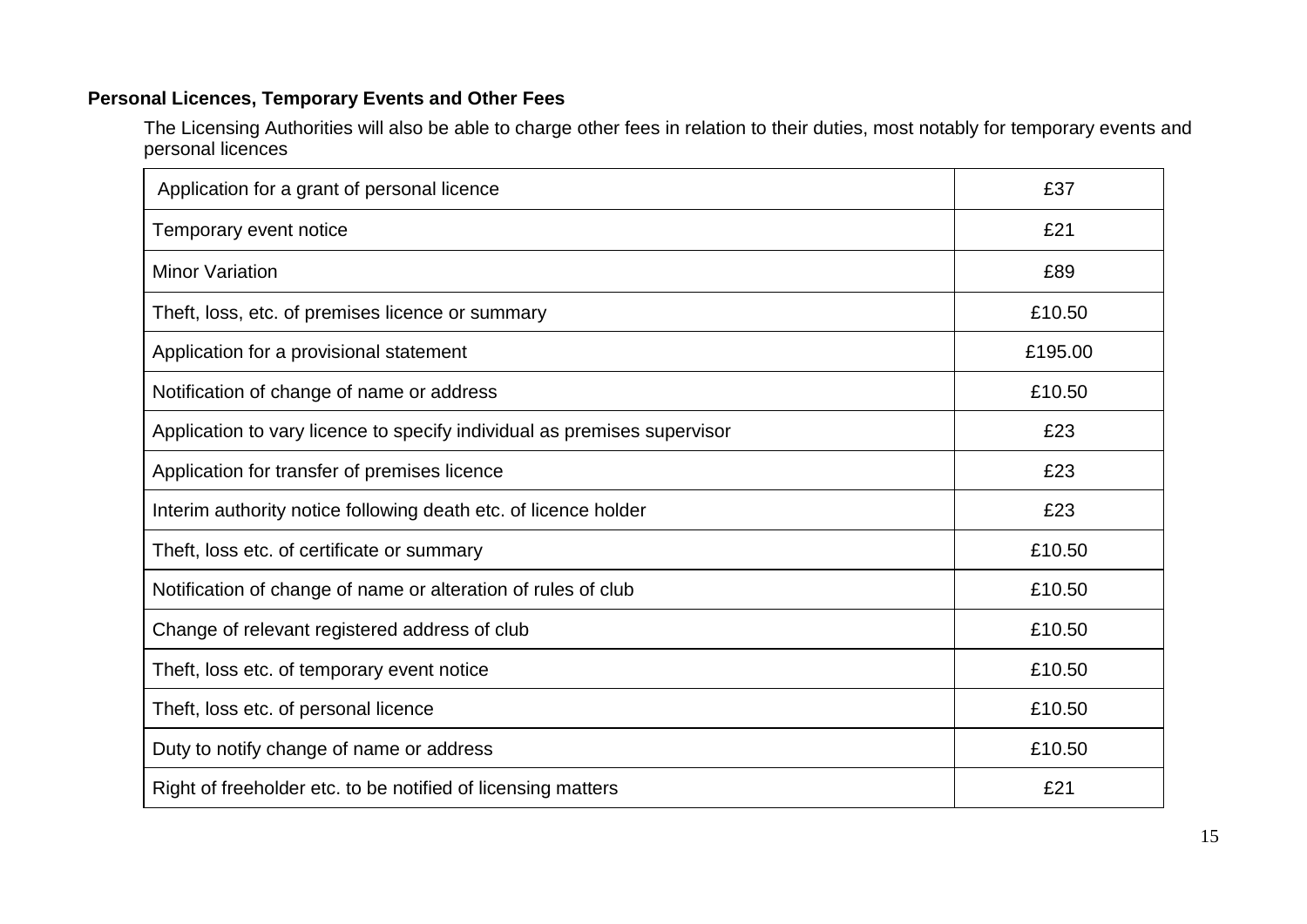**Personal Licences, Temporary Events and Other Fees**

The Licensing Authorities will also be able to charge other fees in relation to their duties, most notably for temporary events and personal licences

| Application for a grant of personal licence | £37 |
|---|---|
| Temporary event notice | £21 |
| Minor Variation | £89 |
| Theft, loss, etc. of premises licence or summary | £10.50 |
| Application for a provisional statement | £195.00 |
| Notification of change of name or address | £10.50 |
| Application to vary licence to specify individual as premises supervisor | £23 |
| Application for transfer of premises licence | £23 |
| Interim authority notice following death etc. of licence holder | £23 |
| Theft, loss etc. of certificate or summary | £10.50 |
| Notification of change of name or alteration of rules of club | £10.50 |
| Change of relevant registered address of club | £10.50 |
| Theft, loss etc. of temporary event notice | £10.50 |
| Theft, loss etc. of personal licence | £10.50 |
| Duty to notify change of name or address | £10.50 |
| Right of freeholder etc. to be notified of licensing matters | £21 |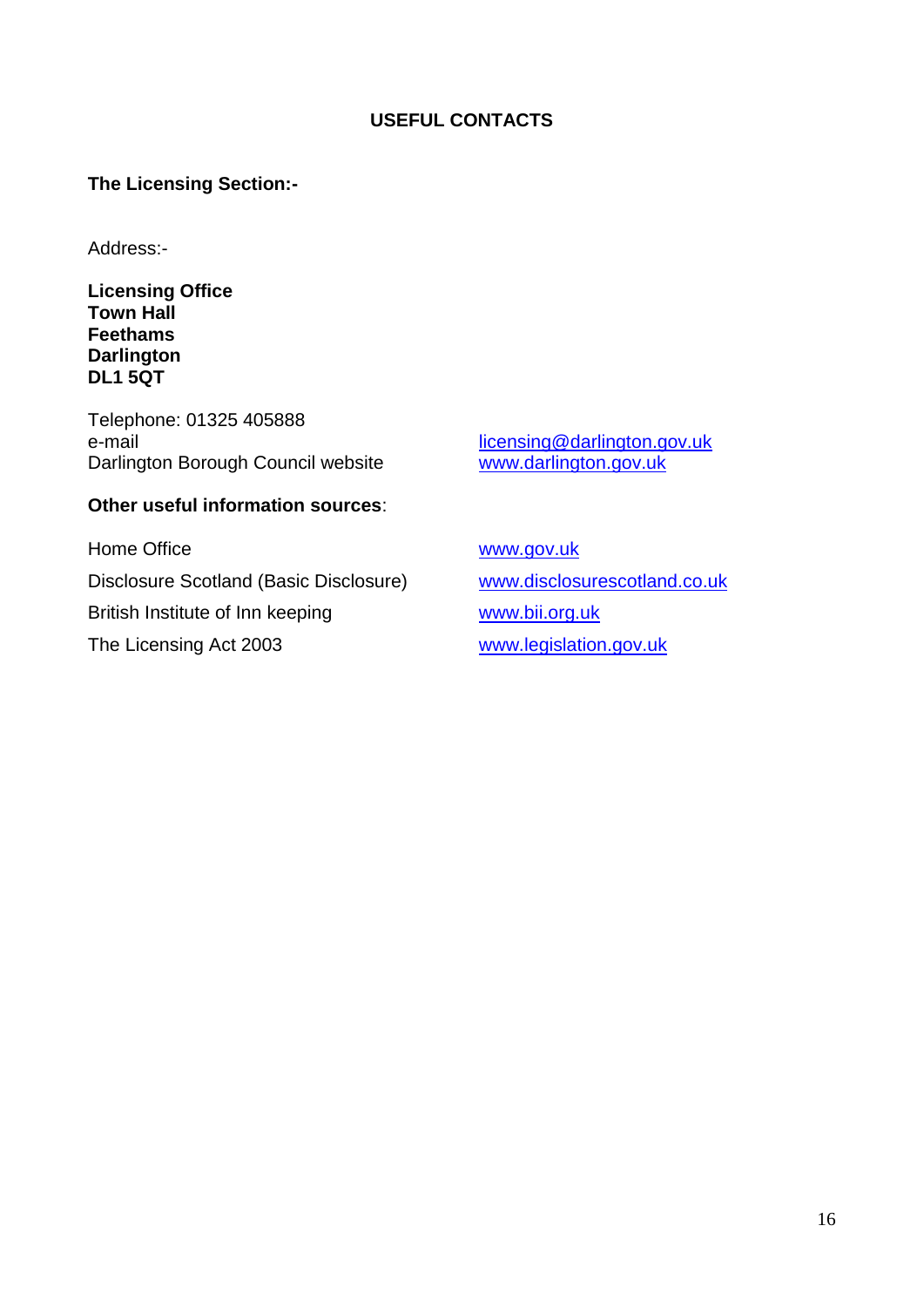## USEFUL CONTACTS

**The Licensing Section:-**

Address:-

**Licensing Office**
**Town Hall**
**Feethams**
**Darlington**
**DL1 5QT**

| | |
|---|---|
| Telephone: 01325 405888 | |
| e-mail | licensing@darlington.gov.uk |
| Darlington Borough Council website | www.darlington.gov.uk |

**Other useful information sources**:

| | |
|---|---|
| Home Office | www.gov.uk |
| Disclosure Scotland (Basic Disclosure) | www.disclosurescotland.co.uk |
| British Institute of Inn keeping | www.bii.org.uk |
| The Licensing Act 2003 | www.legislation.gov.uk |